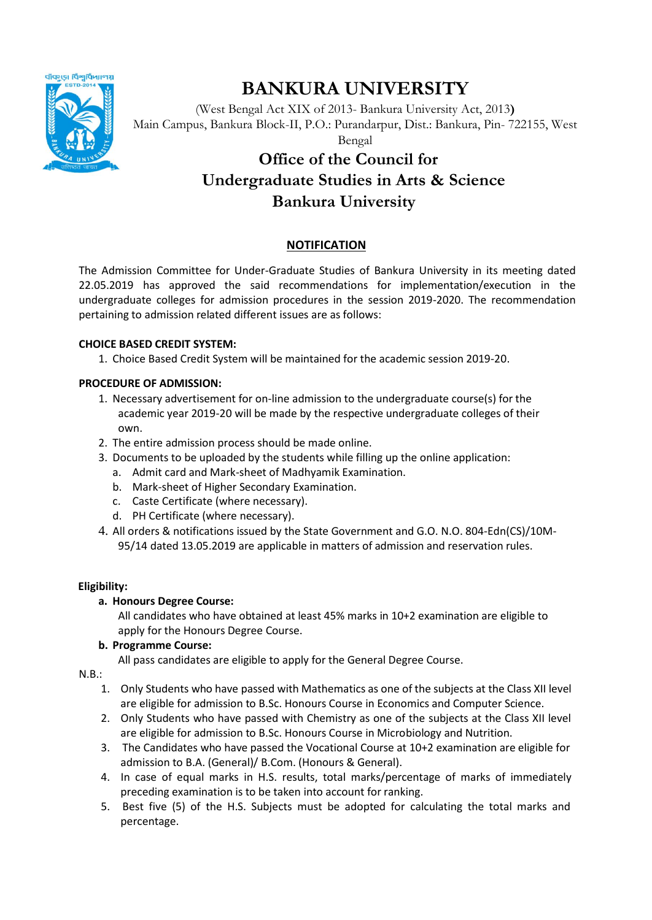# BANKURA UNIVERSITY

(West Bengal Act XIX of 2013- Bankura University Act, 2013)
Main Campus, Bankura Block-II, P.O.: Purandarpur, Dist.: Bankura, Pin- 722155, West Bengal

## Office of the Council for Undergraduate Studies in Arts & Science Bankura University

### NOTIFICATION

The Admission Committee for Under-Graduate Studies of Bankura University in its meeting dated 22.05.2019 has approved the said recommendations for implementation/execution in the undergraduate colleges for admission procedures in the session 2019-2020. The recommendation pertaining to admission related different issues are as follows:

**CHOICE BASED CREDIT SYSTEM:**

1. Choice Based Credit System will be maintained for the academic session 2019-20.

**PROCEDURE OF ADMISSION:**

1. Necessary advertisement for on-line admission to the undergraduate course(s) for the academic year 2019-20 will be made by the respective undergraduate colleges of their own.
2. The entire admission process should be made online.
3. Documents to be uploaded by the students while filling up the online application:
   a. Admit card and Mark-sheet of Madhyamik Examination.
   b. Mark-sheet of Higher Secondary Examination.
   c. Caste Certificate (where necessary).
   d. PH Certificate (where necessary).
4. All orders & notifications issued by the State Government and G.O. N.O. 804-Edn(CS)/10M-95/14 dated 13.05.2019 are applicable in matters of admission and reservation rules.

**Eligibility:**

**a. Honours Degree Course:**

All candidates who have obtained at least 45% marks in 10+2 examination are eligible to apply for the Honours Degree Course.

**b. Programme Course:**

All pass candidates are eligible to apply for the General Degree Course.

N.B.:

1. Only Students who have passed with Mathematics as one of the subjects at the Class XII level are eligible for admission to B.Sc. Honours Course in Economics and Computer Science.
2. Only Students who have passed with Chemistry as one of the subjects at the Class XII level are eligible for admission to B.Sc. Honours Course in Microbiology and Nutrition.
3. The Candidates who have passed the Vocational Course at 10+2 examination are eligible for admission to B.A. (General)/ B.Com. (Honours & General).
4. In case of equal marks in H.S. results, total marks/percentage of marks of immediately preceding examination is to be taken into account for ranking.
5. Best five (5) of the H.S. Subjects must be adopted for calculating the total marks and percentage.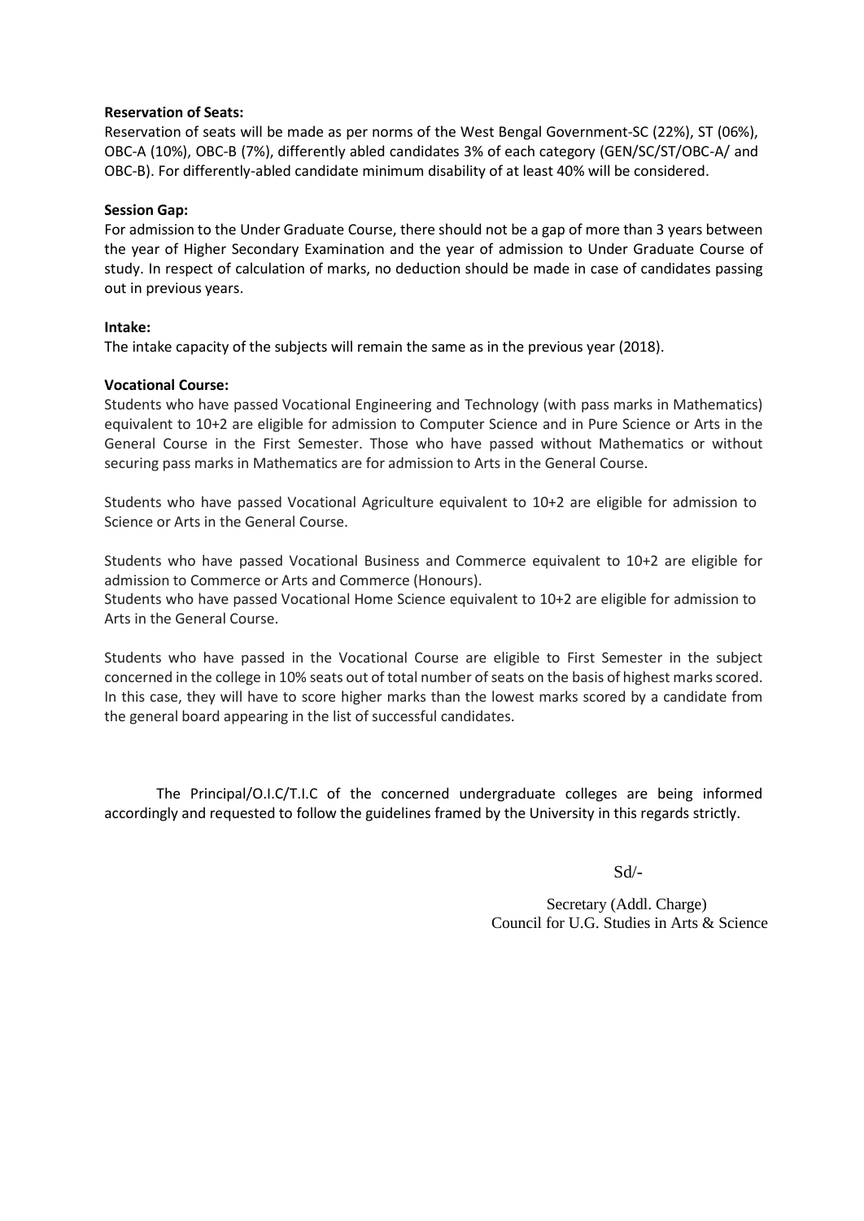**Reservation of Seats:**

Reservation of seats will be made as per norms of the West Bengal Government-SC (22%), ST (06%), OBC-A (10%), OBC-B (7%), differently abled candidates 3% of each category (GEN/SC/ST/OBC-A/ and OBC-B). For differently-abled candidate minimum disability of at least 40% will be considered.

**Session Gap:**

For admission to the Under Graduate Course, there should not be a gap of more than 3 years between the year of Higher Secondary Examination and the year of admission to Under Graduate Course of study. In respect of calculation of marks, no deduction should be made in case of candidates passing out in previous years.

**Intake:**

The intake capacity of the subjects will remain the same as in the previous year (2018).

**Vocational Course:**

Students who have passed Vocational Engineering and Technology (with pass marks in Mathematics) equivalent to 10+2 are eligible for admission to Computer Science and in Pure Science or Arts in the General Course in the First Semester. Those who have passed without Mathematics or without securing pass marks in Mathematics are for admission to Arts in the General Course.

Students who have passed Vocational Agriculture equivalent to 10+2 are eligible for admission to Science or Arts in the General Course.

Students who have passed Vocational Business and Commerce equivalent to 10+2 are eligible for admission to Commerce or Arts and Commerce (Honours).

Students who have passed Vocational Home Science equivalent to 10+2 are eligible for admission to Arts in the General Course.

Students who have passed in the Vocational Course are eligible to First Semester in the subject concerned in the college in 10% seats out of total number of seats on the basis of highest marks scored. In this case, they will have to score higher marks than the lowest marks scored by a candidate from the general board appearing in the list of successful candidates.

The Principal/O.I.C/T.I.C of the concerned undergraduate colleges are being informed accordingly and requested to follow the guidelines framed by the University in this regards strictly.

Sd/-

Secretary (Addl. Charge)
Council for U.G. Studies in Arts & Science